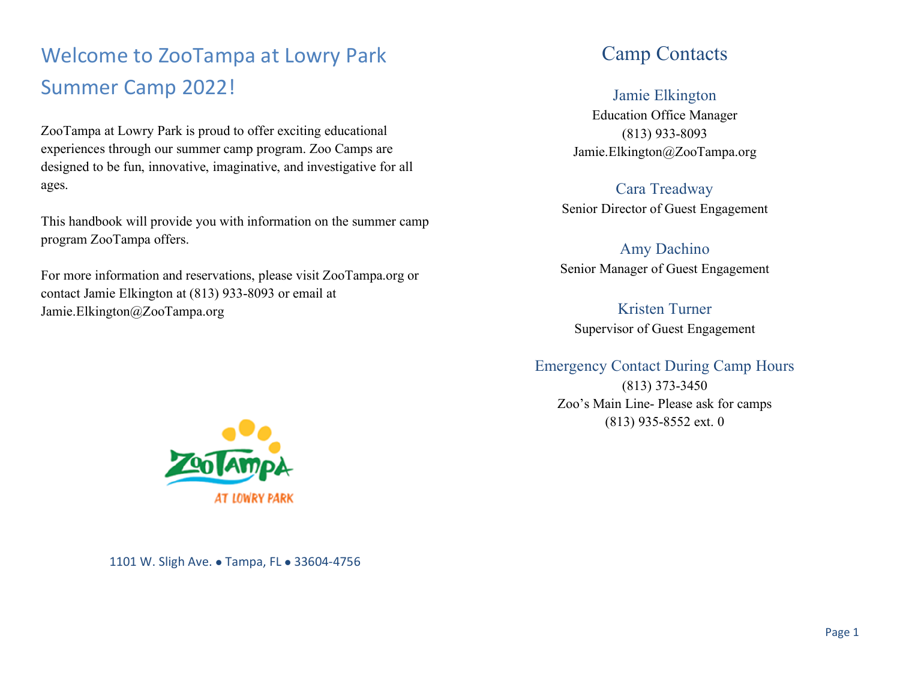# Welcome to ZooTampa at Lowry Park Summer Camp 2022!

ZooTampa at Lowry Park is proud to offer exciting educational experiences through our summer camp program. Zoo Camps are designed to be fun, innovative, imaginative, and investigative for all ages.

This handbook will provide you with information on the summer camp program ZooTampa offers.

For more information and reservations, please visit ZooTampa.org or contact Jamie Elkington at (813) 933-8093 or email at Jamie.Elkington@ZooTampa.org

1101 W. Sligh Ave. ● Tampa, FL ● 33604-4756

## Camp Contacts

### Jamie Elkington
Education Office Manager
(813) 933-8093
Jamie.Elkington@ZooTampa.org

### Cara Treadway
Senior Director of Guest Engagement

### Amy Dachino
Senior Manager of Guest Engagement

### Kristen Turner
Supervisor of Guest Engagement

### Emergency Contact During Camp Hours
(813) 373-3450
Zoo's Main Line- Please ask for camps
(813) 935-8552 ext. 0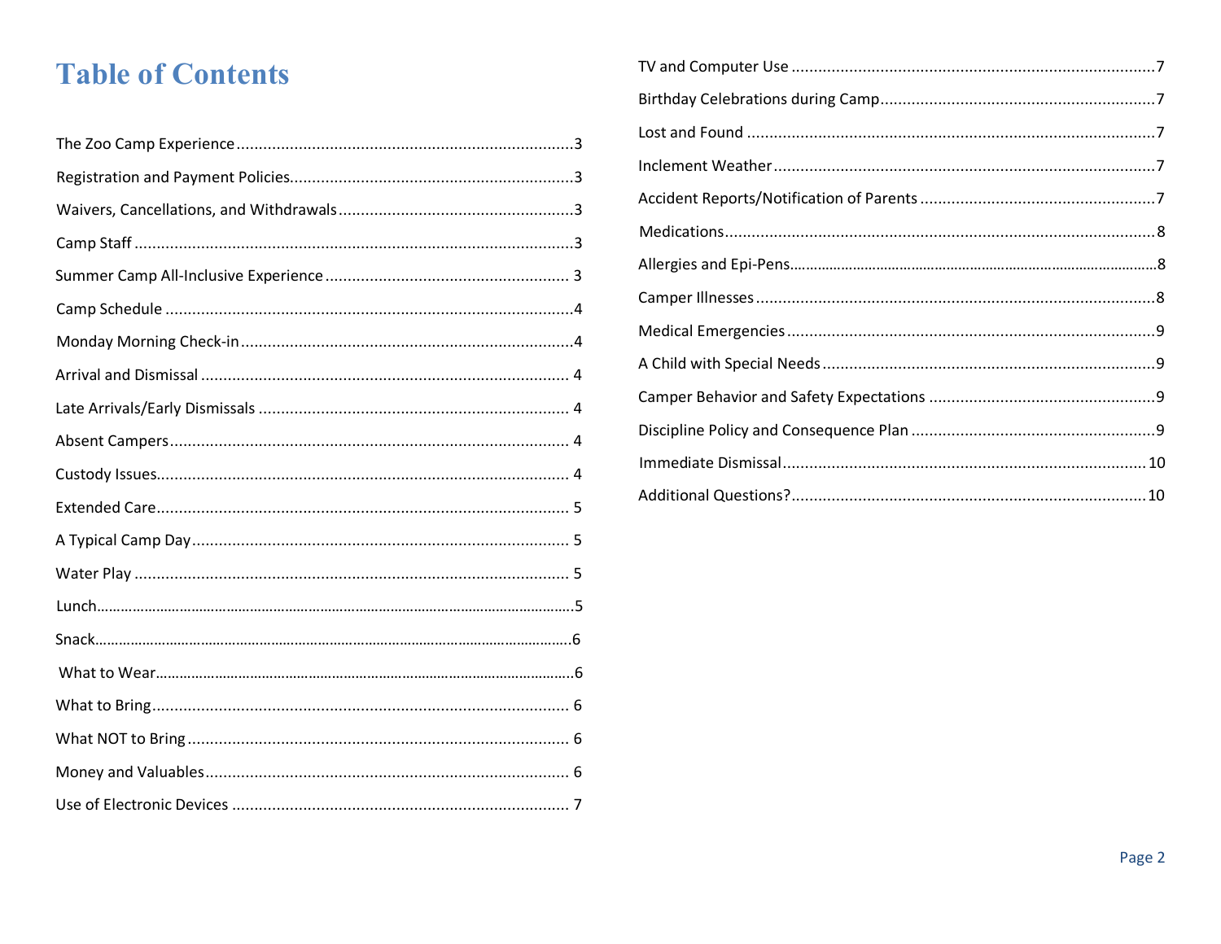# Table of Contents

The Zoo Camp Experience ........................................................................... 3

Registration and Payment Policies................................................................ 3

Waivers, Cancellations, and Withdrawals ..................................................... 3

Camp Staff .................................................................................................. 3

Summer Camp All-Inclusive Experience ....................................................... 3

Camp Schedule ........................................................................................... 4

Monday Morning Check-in ........................................................................... 4

Arrival and Dismissal ................................................................................... 4

Late Arrivals/Early Dismissals ...................................................................... 4

Absent Campers .......................................................................................... 4

Custody Issues............................................................................................. 4

Extended Care.............................................................................................. 5

A Typical Camp Day ..................................................................................... 5

Water Play .................................................................................................. 5

Lunch........................................................................................................... 5

Snack........................................................................................................... 6

What to Wear............................................................................................... 6

What to Bring............................................................................................... 6

What NOT to Bring ...................................................................................... 6

Money and Valuables ................................................................................... 6

Use of Electronic Devices ............................................................................. 7

TV and Computer Use .................................................................................. 7

Birthday Celebrations during Camp.............................................................. 7

Lost and Found ............................................................................................ 7

Inclement Weather ...................................................................................... 7

Accident Reports/Notification of Parents ..................................................... 7

Medications.................................................................................................. 8

Allergies and Epi-Pens.................................................................................. 8

Camper Illnesses .......................................................................................... 8

Medical Emergencies ................................................................................... 9

A Child with Special Needs ........................................................................... 9

Camper Behavior and Safety Expectations ................................................... 9

Discipline Policy and Consequence Plan ....................................................... 9

Immediate Dismissal.................................................................................... 10

Additional Questions?.................................................................................. 10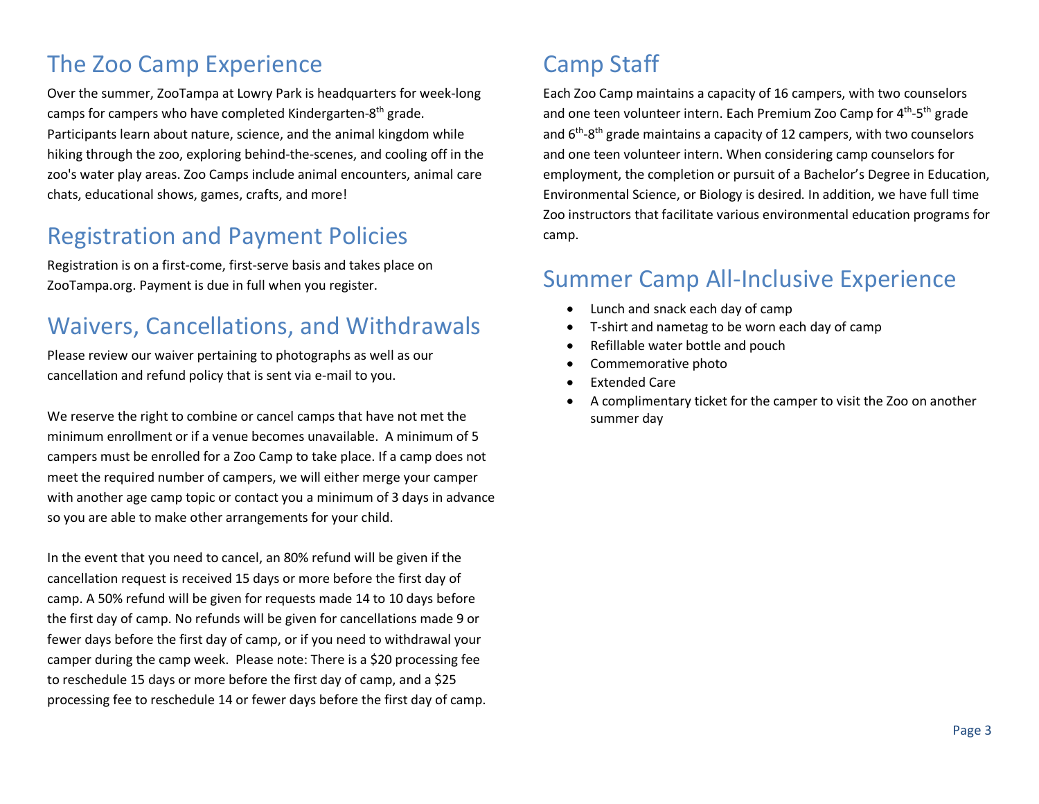## The Zoo Camp Experience

Over the summer, ZooTampa at Lowry Park is headquarters for week-long camps for campers who have completed Kindergarten-8th grade. Participants learn about nature, science, and the animal kingdom while hiking through the zoo, exploring behind-the-scenes, and cooling off in the zoo's water play areas. Zoo Camps include animal encounters, animal care chats, educational shows, games, crafts, and more!

## Registration and Payment Policies

Registration is on a first-come, first-serve basis and takes place on ZooTampa.org. Payment is due in full when you register.

## Waivers, Cancellations, and Withdrawals

Please review our waiver pertaining to photographs as well as our cancellation and refund policy that is sent via e-mail to you.

We reserve the right to combine or cancel camps that have not met the minimum enrollment or if a venue becomes unavailable. A minimum of 5 campers must be enrolled for a Zoo Camp to take place. If a camp does not meet the required number of campers, we will either merge your camper with another age camp topic or contact you a minimum of 3 days in advance so you are able to make other arrangements for your child.

In the event that you need to cancel, an 80% refund will be given if the cancellation request is received 15 days or more before the first day of camp. A 50% refund will be given for requests made 14 to 10 days before the first day of camp. No refunds will be given for cancellations made 9 or fewer days before the first day of camp, or if you need to withdrawal your camper during the camp week. Please note: There is a $20 processing fee to reschedule 15 days or more before the first day of camp, and a $25 processing fee to reschedule 14 or fewer days before the first day of camp.

## Camp Staff

Each Zoo Camp maintains a capacity of 16 campers, with two counselors and one teen volunteer intern. Each Premium Zoo Camp for 4th-5th grade and 6th-8th grade maintains a capacity of 12 campers, with two counselors and one teen volunteer intern. When considering camp counselors for employment, the completion or pursuit of a Bachelor's Degree in Education, Environmental Science, or Biology is desired. In addition, we have full time Zoo instructors that facilitate various environmental education programs for camp.

## Summer Camp All-Inclusive Experience

- Lunch and snack each day of camp
- T-shirt and nametag to be worn each day of camp
- Refillable water bottle and pouch
- Commemorative photo
- Extended Care
- A complimentary ticket for the camper to visit the Zoo on another summer day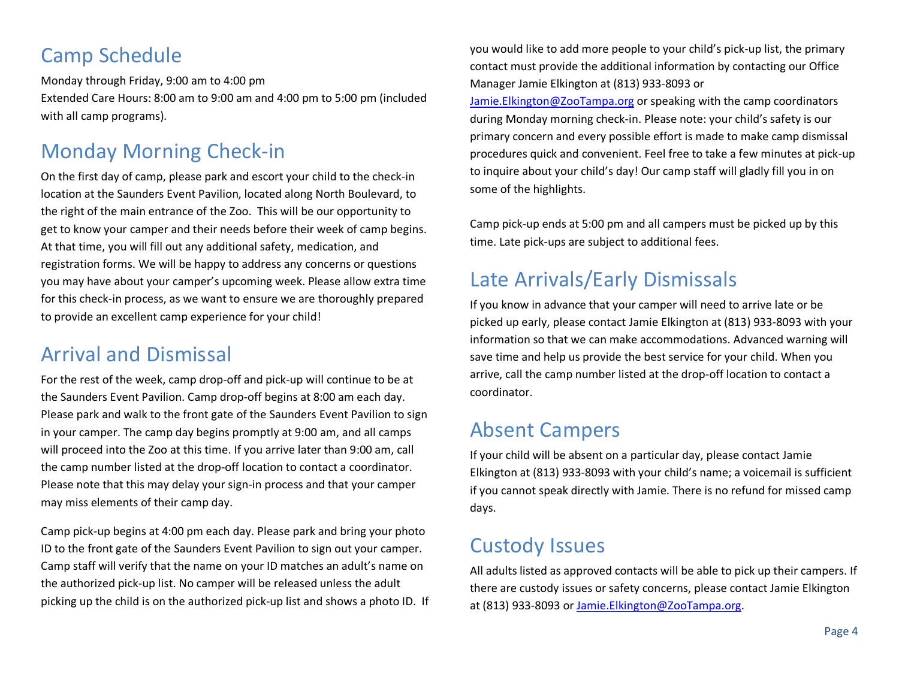## Camp Schedule

Monday through Friday, 9:00 am to 4:00 pm
Extended Care Hours: 8:00 am to 9:00 am and 4:00 pm to 5:00 pm (included with all camp programs).

## Monday Morning Check-in

On the first day of camp, please park and escort your child to the check-in location at the Saunders Event Pavilion, located along North Boulevard, to the right of the main entrance of the Zoo. This will be our opportunity to get to know your camper and their needs before their week of camp begins. At that time, you will fill out any additional safety, medication, and registration forms. We will be happy to address any concerns or questions you may have about your camper's upcoming week. Please allow extra time for this check-in process, as we want to ensure we are thoroughly prepared to provide an excellent camp experience for your child!

## Arrival and Dismissal

For the rest of the week, camp drop-off and pick-up will continue to be at the Saunders Event Pavilion. Camp drop-off begins at 8:00 am each day. Please park and walk to the front gate of the Saunders Event Pavilion to sign in your camper. The camp day begins promptly at 9:00 am, and all camps will proceed into the Zoo at this time. If you arrive later than 9:00 am, call the camp number listed at the drop-off location to contact a coordinator. Please note that this may delay your sign-in process and that your camper may miss elements of their camp day.

Camp pick-up begins at 4:00 pm each day. Please park and bring your photo ID to the front gate of the Saunders Event Pavilion to sign out your camper. Camp staff will verify that the name on your ID matches an adult's name on the authorized pick-up list. No camper will be released unless the adult picking up the child is on the authorized pick-up list and shows a photo ID. If you would like to add more people to your child's pick-up list, the primary contact must provide the additional information by contacting our Office Manager Jamie Elkington at (813) 933-8093 or Jamie.Elkington@ZooTampa.org or speaking with the camp coordinators during Monday morning check-in. Please note: your child's safety is our primary concern and every possible effort is made to make camp dismissal procedures quick and convenient. Feel free to take a few minutes at pick-up to inquire about your child's day! Our camp staff will gladly fill you in on some of the highlights.

Camp pick-up ends at 5:00 pm and all campers must be picked up by this time. Late pick-ups are subject to additional fees.

## Late Arrivals/Early Dismissals

If you know in advance that your camper will need to arrive late or be picked up early, please contact Jamie Elkington at (813) 933-8093 with your information so that we can make accommodations. Advanced warning will save time and help us provide the best service for your child. When you arrive, call the camp number listed at the drop-off location to contact a coordinator.

## Absent Campers

If your child will be absent on a particular day, please contact Jamie Elkington at (813) 933-8093 with your child's name; a voicemail is sufficient if you cannot speak directly with Jamie. There is no refund for missed camp days.

## Custody Issues

All adults listed as approved contacts will be able to pick up their campers. If there are custody issues or safety concerns, please contact Jamie Elkington at (813) 933-8093 or Jamie.Elkington@ZooTampa.org.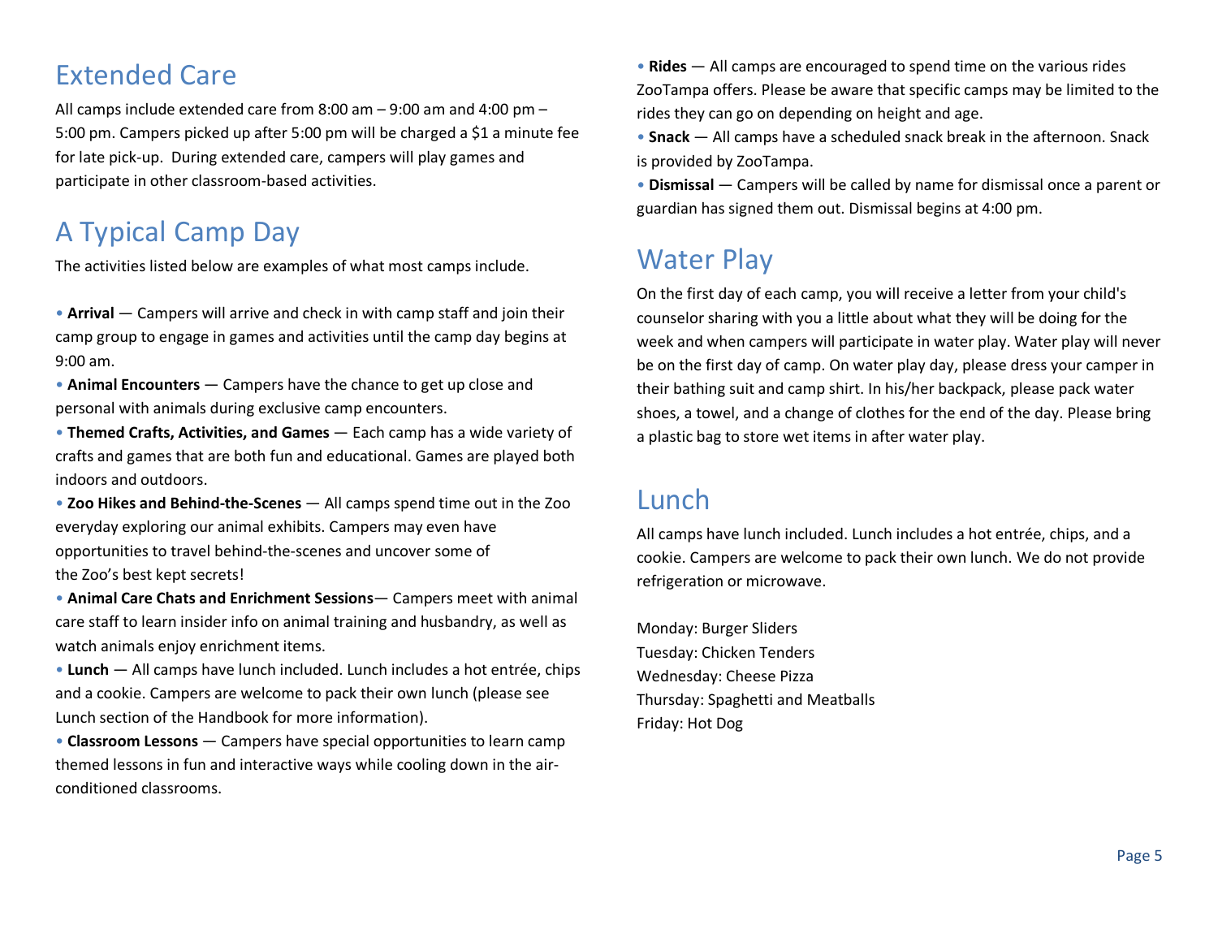## Extended Care

All camps include extended care from 8:00 am – 9:00 am and 4:00 pm – 5:00 pm. Campers picked up after 5:00 pm will be charged a $1 a minute fee for late pick-up. During extended care, campers will play games and participate in other classroom-based activities.

## A Typical Camp Day

The activities listed below are examples of what most camps include.

- **Arrival** — Campers will arrive and check in with camp staff and join their camp group to engage in games and activities until the camp day begins at 9:00 am.
- **Animal Encounters** — Campers have the chance to get up close and personal with animals during exclusive camp encounters.
- **Themed Crafts, Activities, and Games** — Each camp has a wide variety of crafts and games that are both fun and educational. Games are played both indoors and outdoors.
- **Zoo Hikes and Behind-the-Scenes** — All camps spend time out in the Zoo everyday exploring our animal exhibits. Campers may even have opportunities to travel behind-the-scenes and uncover some of the Zoo's best kept secrets!
- **Animal Care Chats and Enrichment Sessions**— Campers meet with animal care staff to learn insider info on animal training and husbandry, as well as watch animals enjoy enrichment items.
- **Lunch** — All camps have lunch included. Lunch includes a hot entrée, chips and a cookie. Campers are welcome to pack their own lunch (please see Lunch section of the Handbook for more information).
- **Classroom Lessons** — Campers have special opportunities to learn camp themed lessons in fun and interactive ways while cooling down in the air-conditioned classrooms.
- **Rides** — All camps are encouraged to spend time on the various rides ZooTampa offers. Please be aware that specific camps may be limited to the rides they can go on depending on height and age.
- **Snack** — All camps have a scheduled snack break in the afternoon. Snack is provided by ZooTampa.
- **Dismissal** — Campers will be called by name for dismissal once a parent or guardian has signed them out. Dismissal begins at 4:00 pm.

## Water Play

On the first day of each camp, you will receive a letter from your child's counselor sharing with you a little about what they will be doing for the week and when campers will participate in water play. Water play will never be on the first day of camp. On water play day, please dress your camper in their bathing suit and camp shirt. In his/her backpack, please pack water shoes, a towel, and a change of clothes for the end of the day. Please bring a plastic bag to store wet items in after water play.

## Lunch

All camps have lunch included. Lunch includes a hot entrée, chips, and a cookie. Campers are welcome to pack their own lunch. We do not provide refrigeration or microwave.

Monday: Burger Sliders
Tuesday: Chicken Tenders
Wednesday: Cheese Pizza
Thursday: Spaghetti and Meatballs
Friday: Hot Dog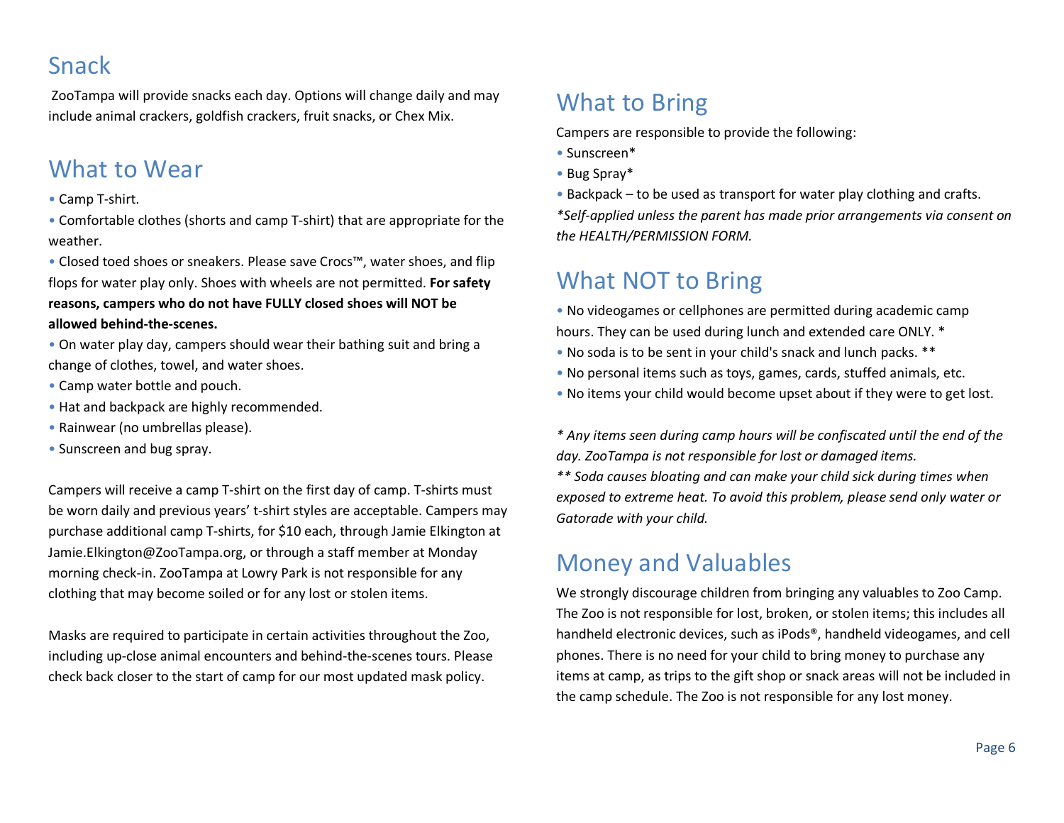## Snack

ZooTampa will provide snacks each day. Options will change daily and may include animal crackers, goldfish crackers, fruit snacks, or Chex Mix.

## What to Wear

- Camp T-shirt.
- Comfortable clothes (shorts and camp T-shirt) that are appropriate for the weather.
- Closed toed shoes or sneakers. Please save Crocs™, water shoes, and flip flops for water play only. Shoes with wheels are not permitted. **For safety reasons, campers who do not have FULLY closed shoes will NOT be allowed behind-the-scenes.**
- On water play day, campers should wear their bathing suit and bring a change of clothes, towel, and water shoes.
- Camp water bottle and pouch.
- Hat and backpack are highly recommended.
- Rainwear (no umbrellas please).
- Sunscreen and bug spray.

Campers will receive a camp T-shirt on the first day of camp. T-shirts must be worn daily and previous years' t-shirt styles are acceptable. Campers may purchase additional camp T-shirts, for $10 each, through Jamie Elkington at Jamie.Elkington@ZooTampa.org, or through a staff member at Monday morning check-in. ZooTampa at Lowry Park is not responsible for any clothing that may become soiled or for any lost or stolen items.

Masks are required to participate in certain activities throughout the Zoo, including up-close animal encounters and behind-the-scenes tours. Please check back closer to the start of camp for our most updated mask policy.

## What to Bring

Campers are responsible to provide the following:

- Sunscreen*
- Bug Spray*
- Backpack – to be used as transport for water play clothing and crafts.

*\*Self-applied unless the parent has made prior arrangements via consent on the HEALTH/PERMISSION FORM.*

## What NOT to Bring

- No videogames or cellphones are permitted during academic camp hours. They can be used during lunch and extended care ONLY. *
- No soda is to be sent in your child's snack and lunch packs. **
- No personal items such as toys, games, cards, stuffed animals, etc.
- No items your child would become upset about if they were to get lost.

*\* Any items seen during camp hours will be confiscated until the end of the day. ZooTampa is not responsible for lost or damaged items.*
*\*\* Soda causes bloating and can make your child sick during times when exposed to extreme heat. To avoid this problem, please send only water or Gatorade with your child.*

## Money and Valuables

We strongly discourage children from bringing any valuables to Zoo Camp. The Zoo is not responsible for lost, broken, or stolen items; this includes all handheld electronic devices, such as iPods®, handheld videogames, and cell phones. There is no need for your child to bring money to purchase any items at camp, as trips to the gift shop or snack areas will not be included in the camp schedule. The Zoo is not responsible for any lost money.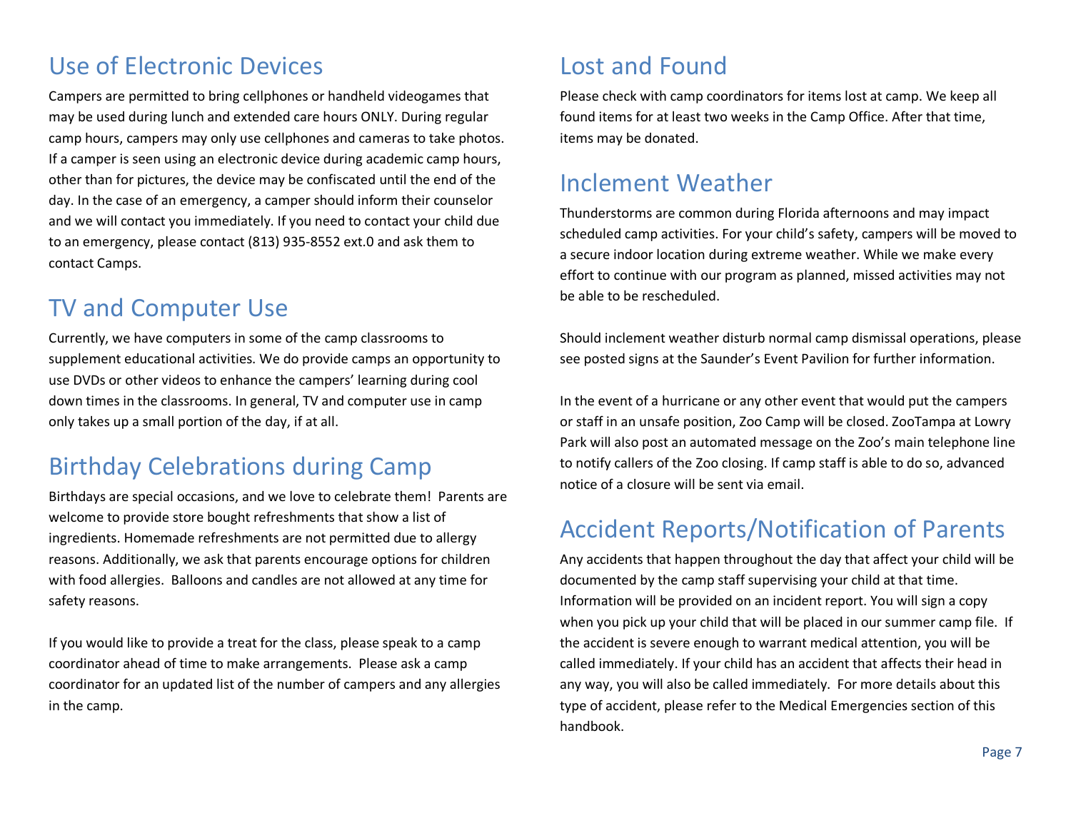## Use of Electronic Devices

Campers are permitted to bring cellphones or handheld videogames that may be used during lunch and extended care hours ONLY. During regular camp hours, campers may only use cellphones and cameras to take photos. If a camper is seen using an electronic device during academic camp hours, other than for pictures, the device may be confiscated until the end of the day. In the case of an emergency, a camper should inform their counselor and we will contact you immediately. If you need to contact your child due to an emergency, please contact (813) 935-8552 ext.0 and ask them to contact Camps.

## TV and Computer Use

Currently, we have computers in some of the camp classrooms to supplement educational activities. We do provide camps an opportunity to use DVDs or other videos to enhance the campers' learning during cool down times in the classrooms. In general, TV and computer use in camp only takes up a small portion of the day, if at all.

## Birthday Celebrations during Camp

Birthdays are special occasions, and we love to celebrate them! Parents are welcome to provide store bought refreshments that show a list of ingredients. Homemade refreshments are not permitted due to allergy reasons. Additionally, we ask that parents encourage options for children with food allergies. Balloons and candles are not allowed at any time for safety reasons.

If you would like to provide a treat for the class, please speak to a camp coordinator ahead of time to make arrangements. Please ask a camp coordinator for an updated list of the number of campers and any allergies in the camp.

## Lost and Found

Please check with camp coordinators for items lost at camp. We keep all found items for at least two weeks in the Camp Office. After that time, items may be donated.

## Inclement Weather

Thunderstorms are common during Florida afternoons and may impact scheduled camp activities. For your child's safety, campers will be moved to a secure indoor location during extreme weather. While we make every effort to continue with our program as planned, missed activities may not be able to be rescheduled.

Should inclement weather disturb normal camp dismissal operations, please see posted signs at the Saunder's Event Pavilion for further information.

In the event of a hurricane or any other event that would put the campers or staff in an unsafe position, Zoo Camp will be closed. ZooTampa at Lowry Park will also post an automated message on the Zoo's main telephone line to notify callers of the Zoo closing. If camp staff is able to do so, advanced notice of a closure will be sent via email.

## Accident Reports/Notification of Parents

Any accidents that happen throughout the day that affect your child will be documented by the camp staff supervising your child at that time. Information will be provided on an incident report. You will sign a copy when you pick up your child that will be placed in our summer camp file. If the accident is severe enough to warrant medical attention, you will be called immediately. If your child has an accident that affects their head in any way, you will also be called immediately. For more details about this type of accident, please refer to the Medical Emergencies section of this handbook.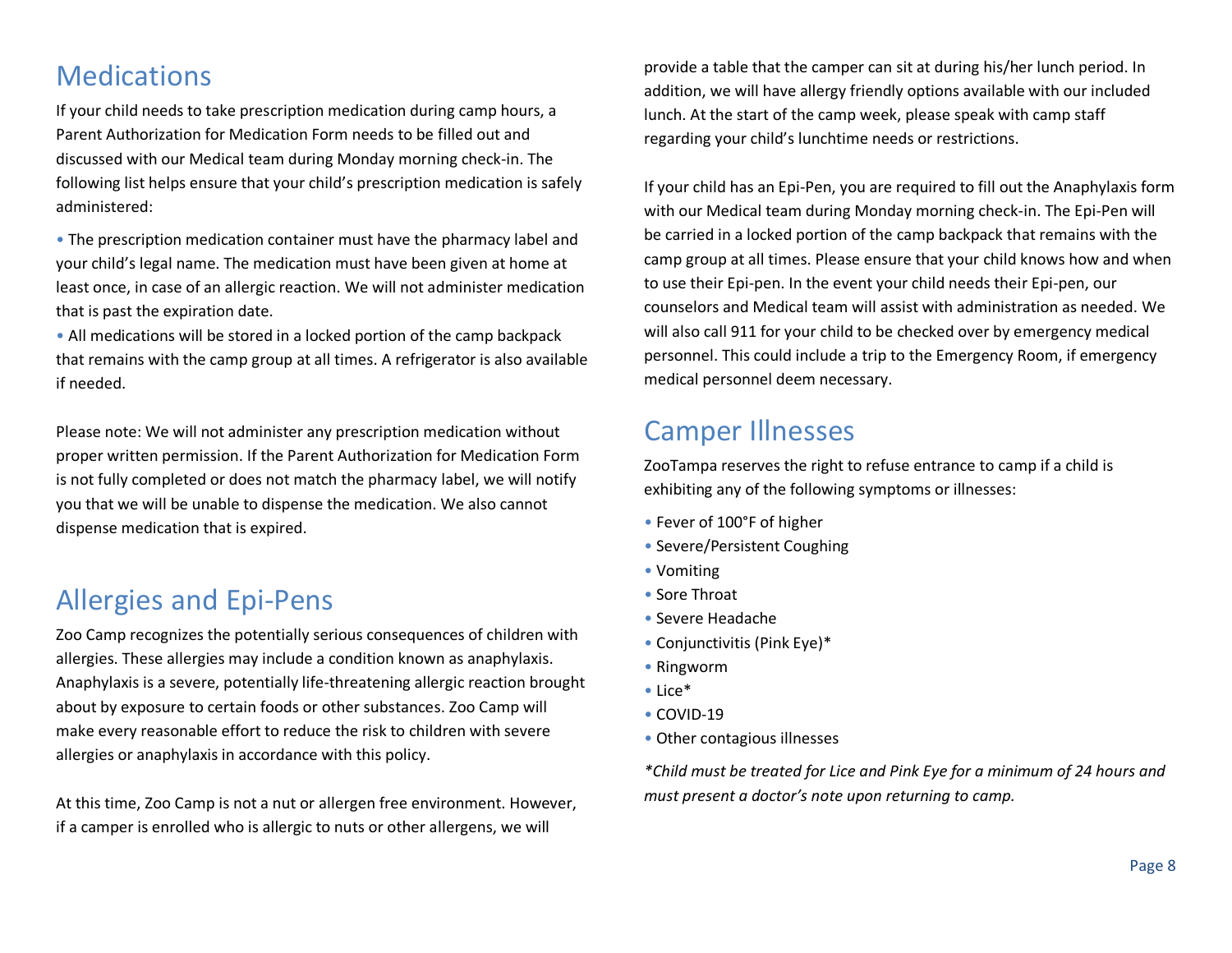## Medications

If your child needs to take prescription medication during camp hours, a Parent Authorization for Medication Form needs to be filled out and discussed with our Medical team during Monday morning check-in. The following list helps ensure that your child's prescription medication is safely administered:

- The prescription medication container must have the pharmacy label and your child's legal name. The medication must have been given at home at least once, in case of an allergic reaction. We will not administer medication that is past the expiration date.
- All medications will be stored in a locked portion of the camp backpack that remains with the camp group at all times. A refrigerator is also available if needed.

Please note: We will not administer any prescription medication without proper written permission. If the Parent Authorization for Medication Form is not fully completed or does not match the pharmacy label, we will notify you that we will be unable to dispense the medication. We also cannot dispense medication that is expired.

## Allergies and Epi-Pens

Zoo Camp recognizes the potentially serious consequences of children with allergies. These allergies may include a condition known as anaphylaxis. Anaphylaxis is a severe, potentially life-threatening allergic reaction brought about by exposure to certain foods or other substances. Zoo Camp will make every reasonable effort to reduce the risk to children with severe allergies or anaphylaxis in accordance with this policy.

At this time, Zoo Camp is not a nut or allergen free environment. However, if a camper is enrolled who is allergic to nuts or other allergens, we will provide a table that the camper can sit at during his/her lunch period. In addition, we will have allergy friendly options available with our included lunch. At the start of the camp week, please speak with camp staff regarding your child's lunchtime needs or restrictions.

If your child has an Epi-Pen, you are required to fill out the Anaphylaxis form with our Medical team during Monday morning check-in. The Epi-Pen will be carried in a locked portion of the camp backpack that remains with the camp group at all times. Please ensure that your child knows how and when to use their Epi-pen. In the event your child needs their Epi-pen, our counselors and Medical team will assist with administration as needed. We will also call 911 for your child to be checked over by emergency medical personnel. This could include a trip to the Emergency Room, if emergency medical personnel deem necessary.

## Camper Illnesses

ZooTampa reserves the right to refuse entrance to camp if a child is exhibiting any of the following symptoms or illnesses:

- Fever of 100°F of higher
- Severe/Persistent Coughing
- Vomiting
- Sore Throat
- Severe Headache
- Conjunctivitis (Pink Eye)*
- Ringworm
- Lice*
- COVID-19
- Other contagious illnesses

*\*Child must be treated for Lice and Pink Eye for a minimum of 24 hours and must present a doctor's note upon returning to camp.*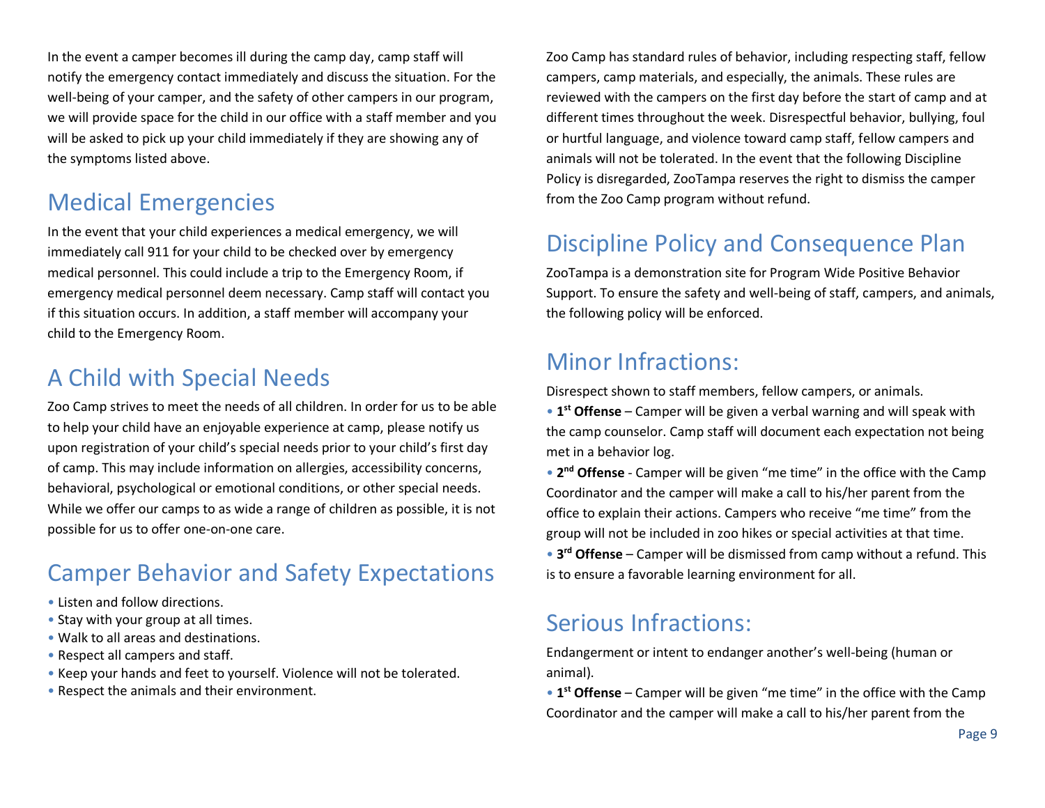In the event a camper becomes ill during the camp day, camp staff will notify the emergency contact immediately and discuss the situation. For the well-being of your camper, and the safety of other campers in our program, we will provide space for the child in our office with a staff member and you will be asked to pick up your child immediately if they are showing any of the symptoms listed above.

## Medical Emergencies

In the event that your child experiences a medical emergency, we will immediately call 911 for your child to be checked over by emergency medical personnel. This could include a trip to the Emergency Room, if emergency medical personnel deem necessary. Camp staff will contact you if this situation occurs. In addition, a staff member will accompany your child to the Emergency Room.

## A Child with Special Needs

Zoo Camp strives to meet the needs of all children. In order for us to be able to help your child have an enjoyable experience at camp, please notify us upon registration of your child's special needs prior to your child's first day of camp. This may include information on allergies, accessibility concerns, behavioral, psychological or emotional conditions, or other special needs. While we offer our camps to as wide a range of children as possible, it is not possible for us to offer one-on-one care.

## Camper Behavior and Safety Expectations

- Listen and follow directions.
- Stay with your group at all times.
- Walk to all areas and destinations.
- Respect all campers and staff.
- Keep your hands and feet to yourself. Violence will not be tolerated.
- Respect the animals and their environment.

Zoo Camp has standard rules of behavior, including respecting staff, fellow campers, camp materials, and especially, the animals. These rules are reviewed with the campers on the first day before the start of camp and at different times throughout the week. Disrespectful behavior, bullying, foul or hurtful language, and violence toward camp staff, fellow campers and animals will not be tolerated. In the event that the following Discipline Policy is disregarded, ZooTampa reserves the right to dismiss the camper from the Zoo Camp program without refund.

## Discipline Policy and Consequence Plan

ZooTampa is a demonstration site for Program Wide Positive Behavior Support. To ensure the safety and well-being of staff, campers, and animals, the following policy will be enforced.

## Minor Infractions:

Disrespect shown to staff members, fellow campers, or animals.

- **1st Offense** – Camper will be given a verbal warning and will speak with the camp counselor. Camp staff will document each expectation not being met in a behavior log.
- **2nd Offense** - Camper will be given "me time" in the office with the Camp Coordinator and the camper will make a call to his/her parent from the office to explain their actions. Campers who receive "me time" from the group will not be included in zoo hikes or special activities at that time.
- **3rd Offense** – Camper will be dismissed from camp without a refund. This is to ensure a favorable learning environment for all.

## Serious Infractions:

Endangerment or intent to endanger another's well-being (human or animal).

- **1st Offense** – Camper will be given "me time" in the office with the Camp Coordinator and the camper will make a call to his/her parent from the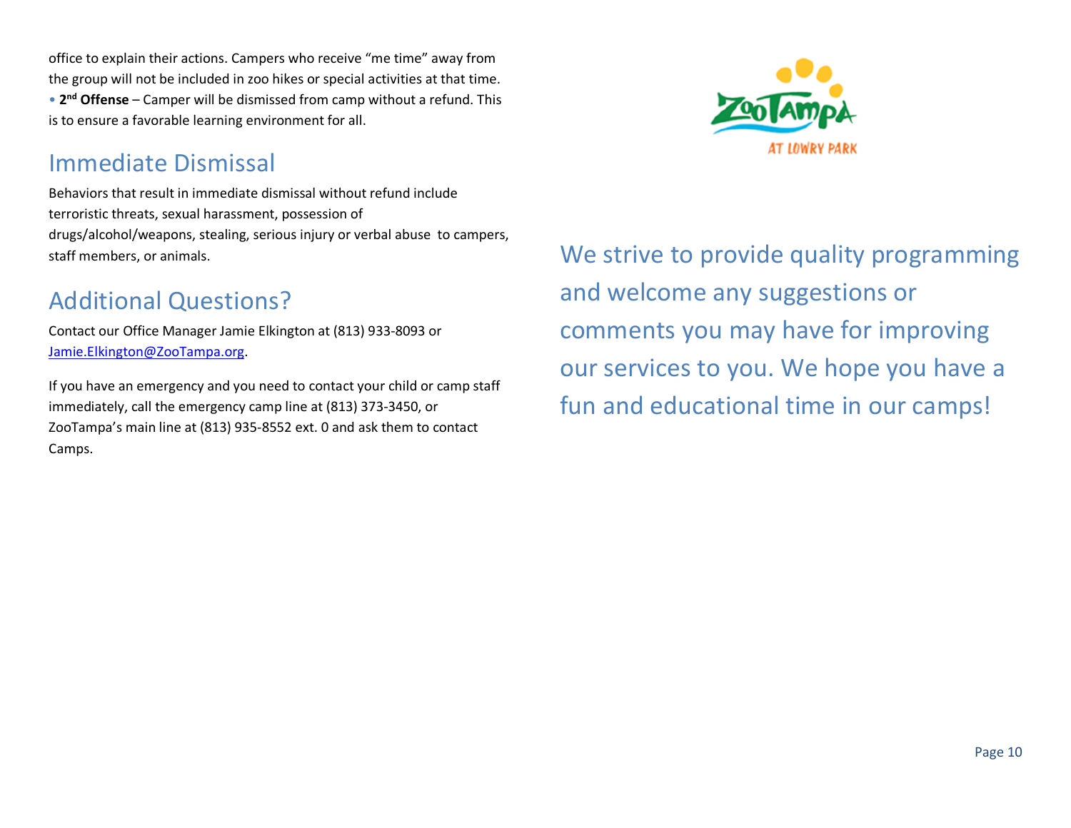office to explain their actions. Campers who receive “me time” away from the group will not be included in zoo hikes or special activities at that time.

- **2nd Offense** – Camper will be dismissed from camp without a refund. This is to ensure a favorable learning environment for all.

## Immediate Dismissal

Behaviors that result in immediate dismissal without refund include terroristic threats, sexual harassment, possession of drugs/alcohol/weapons, stealing, serious injury or verbal abuse to campers, staff members, or animals.

## Additional Questions?

Contact our Office Manager Jamie Elkington at (813) 933-8093 or Jamie.Elkington@ZooTampa.org.

If you have an emergency and you need to contact your child or camp staff immediately, call the emergency camp line at (813) 373-3450, or ZooTampa’s main line at (813) 935-8552 ext. 0 and ask them to contact Camps.

We strive to provide quality programming and welcome any suggestions or comments you may have for improving our services to you. We hope you have a fun and educational time in our camps!